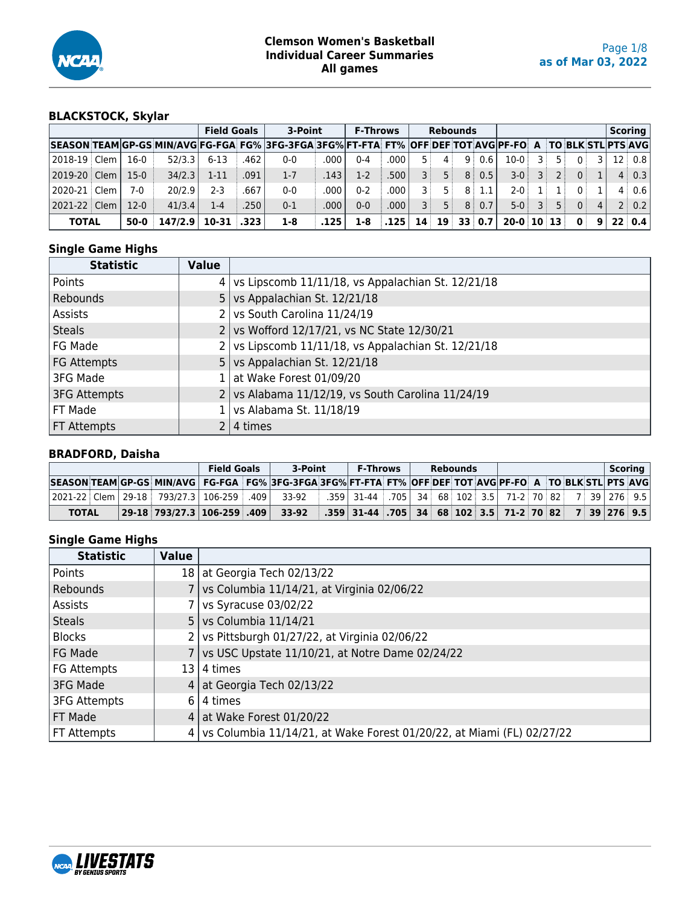# Clemson Women's Basketball
## Individual Career Summaries
### All games

as of Mar 03, 2022

### BLACKSTOCK, Skylar

| | | | | Field Goals | | 3-Point | | F-Throws | | Rebounds | | | | | | | | | Scoring | |
|---|---|---|---|---|---|---|---|---|---|---|---|---|---|---|---|---|---|---|---|---|
| SEASON | TEAM | GP-GS | MIN/AVG | FG-FGA | FG% | 3FG-3FGA | 3FG% | FT-FTA | FT% | OFF | DEF | TOT | AVG | PF-FO | A | TO | BLK | STL | PTS | AVG |
| 2018-19 | Clem | 16-0 | 52/3.3 | 6-13 | .462 | 0-0 | .000 | 0-4 | .000 | 5 | 4 | 9 | 0.6 | 10-0 | 3 | 5 | 0 | 3 | 12 | 0.8 |
| 2019-20 | Clem | 15-0 | 34/2.3 | 1-11 | .091 | 1-7 | .143 | 1-2 | .500 | 3 | 5 | 8 | 0.5 | 3-0 | 3 | 2 | 0 | 1 | 4 | 0.3 |
| 2020-21 | Clem | 7-0 | 20/2.9 | 2-3 | .667 | 0-0 | .000 | 0-2 | .000 | 3 | 5 | 8 | 1.1 | 2-0 | 1 | 1 | 0 | 1 | 4 | 0.6 |
| 2021-22 | Clem | 12-0 | 41/3.4 | 1-4 | .250 | 0-1 | .000 | 0-0 | .000 | 3 | 5 | 8 | 0.7 | 5-0 | 3 | 5 | 0 | 4 | 2 | 0.2 |
| **TOTAL** | | **50-0** | **147/2.9** | **10-31** | **.323** | **1-8** | **.125** | **1-8** | **.125** | **14** | **19** | **33** | **0.7** | **20-0** | **10** | **13** | **0** | **9** | **22** | **0.4** |

#### Single Game Highs

| Statistic | Value | |
|---|---|---|
| Points | 4 | vs Lipscomb 11/11/18, vs Appalachian St. 12/21/18 |
| Rebounds | 5 | vs Appalachian St. 12/21/18 |
| Assists | 2 | vs South Carolina 11/24/19 |
| Steals | 2 | vs Wofford 12/17/21, vs NC State 12/30/21 |
| FG Made | 2 | vs Lipscomb 11/11/18, vs Appalachian St. 12/21/18 |
| FG Attempts | 5 | vs Appalachian St. 12/21/18 |
| 3FG Made | 1 | at Wake Forest 01/09/20 |
| 3FG Attempts | 2 | vs Alabama 11/12/19, vs South Carolina 11/24/19 |
| FT Made | 1 | vs Alabama St. 11/18/19 |
| FT Attempts | 2 | 4 times |

### BRADFORD, Daisha

| | | | | Field Goals | | 3-Point | | F-Throws | | Rebounds | | | | | | | | | Scoring | |
|---|---|---|---|---|---|---|---|---|---|---|---|---|---|---|---|---|---|---|---|---|
| SEASON | TEAM | GP-GS | MIN/AVG | FG-FGA | FG% | 3FG-3FGA | 3FG% | FT-FTA | FT% | OFF | DEF | TOT | AVG | PF-FO | A | TO | BLK | STL | PTS | AVG |
| 2021-22 | Clem | 29-18 | 793/27.3 | 106-259 | .409 | 33-92 | .359 | 31-44 | .705 | 34 | 68 | 102 | 3.5 | 71-2 | 70 | 82 | 7 | 39 | 276 | 9.5 |
| **TOTAL** | | **29-18** | **793/27.3** | **106-259** | **.409** | **33-92** | **.359** | **31-44** | **.705** | **34** | **68** | **102** | **3.5** | **71-2** | **70** | **82** | **7** | **39** | **276** | **9.5** |

#### Single Game Highs

| Statistic | Value | |
|---|---|---|
| Points | 18 | at Georgia Tech 02/13/22 |
| Rebounds | 7 | vs Columbia 11/14/21, at Virginia 02/06/22 |
| Assists | 7 | vs Syracuse 03/02/22 |
| Steals | 5 | vs Columbia 11/14/21 |
| Blocks | 2 | vs Pittsburgh 01/27/22, at Virginia 02/06/22 |
| FG Made | 7 | vs USC Upstate 11/10/21, at Notre Dame 02/24/22 |
| FG Attempts | 13 | 4 times |
| 3FG Made | 4 | at Georgia Tech 02/13/22 |
| 3FG Attempts | 6 | 4 times |
| FT Made | 4 | at Wake Forest 01/20/22 |
| FT Attempts | 4 | vs Columbia 11/14/21, at Wake Forest 01/20/22, at Miami (FL) 02/27/22 |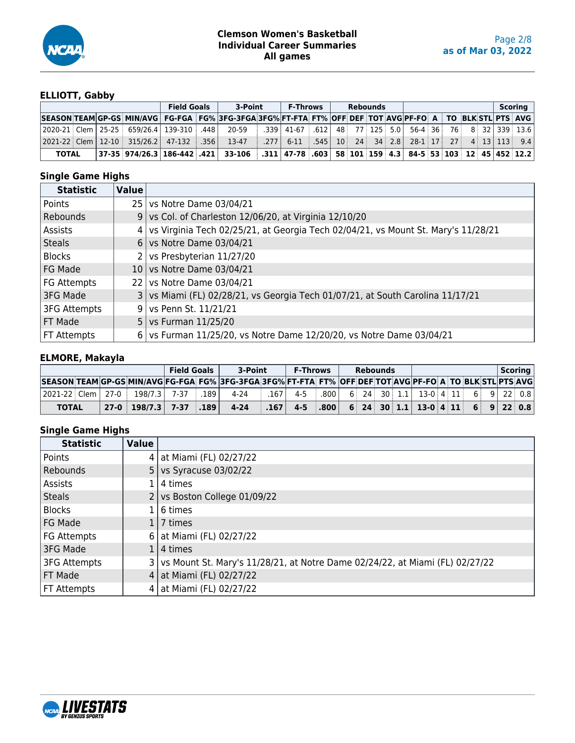# Clemson Women's Basketball
## Individual Career Summaries
## All games

as of Mar 03, 2022

### ELLIOTT, Gabby

| | | | | Field Goals | | 3-Point | | F-Throws | | Rebounds | | | | | | | | | | Scoring | |
|---|---|---|---|---|---|---|---|---|---|---|---|---|---|---|---|---|---|---|---|---|---|
| SEASON | TEAM | GP-GS | MIN/AVG | FG-FGA | FG% | 3FG-3FGA | 3FG% | FT-FTA | FT% | OFF | DEF | TOT | AVG | PF-FO | A | TO | BLK | STL | PTS | AVG |
| 2020-21 | Clem | 25-25 | 659/26.4 | 139-310 | .448 | 20-59 | .339 | 41-67 | .612 | 48 | 77 | 125 | 5.0 | 56-4 | 36 | 76 | 8 | 32 | 339 | 13.6 |
| 2021-22 | Clem | 12-10 | 315/26.2 | 47-132 | .356 | 13-47 | .277 | 6-11 | .545 | 10 | 24 | 34 | 2.8 | 28-1 | 17 | 27 | 4 | 13 | 113 | 9.4 |
| **TOTAL** | | **37-35** | **974/26.3** | **186-442** | **.421** | **33-106** | **.311** | **47-78** | **.603** | **58** | **101** | **159** | **4.3** | **84-5** | **53** | **103** | **12** | **45** | **452** | **12.2** |

### Single Game Highs

| Statistic | Value | |
|---|---|---|
| Points | 25 | vs Notre Dame 03/04/21 |
| Rebounds | 9 | vs Col. of Charleston 12/06/20, at Virginia 12/10/20 |
| Assists | 4 | vs Virginia Tech 02/25/21, at Georgia Tech 02/04/21, vs Mount St. Mary's 11/28/21 |
| Steals | 6 | vs Notre Dame 03/04/21 |
| Blocks | 2 | vs Presbyterian 11/27/20 |
| FG Made | 10 | vs Notre Dame 03/04/21 |
| FG Attempts | 22 | vs Notre Dame 03/04/21 |
| 3FG Made | 3 | vs Miami (FL) 02/28/21, vs Georgia Tech 01/07/21, at South Carolina 11/17/21 |
| 3FG Attempts | 9 | vs Penn St. 11/21/21 |
| FT Made | 5 | vs Furman 11/25/20 |
| FT Attempts | 6 | vs Furman 11/25/20, vs Notre Dame 12/20/20, vs Notre Dame 03/04/21 |

### ELMORE, Makayla

| | | | | Field Goals | | 3-Point | | F-Throws | | Rebounds | | | | | | | | | | Scoring | |
|---|---|---|---|---|---|---|---|---|---|---|---|---|---|---|---|---|---|---|---|---|---|
| SEASON | TEAM | GP-GS | MIN/AVG | FG-FGA | FG% | 3FG-3FGA | 3FG% | FT-FTA | FT% | OFF | DEF | TOT | AVG | PF-FO | A | TO | BLK | STL | PTS | AVG |
| 2021-22 | Clem | 27-0 | 198/7.3 | 7-37 | .189 | 4-24 | .167 | 4-5 | .800 | 6 | 24 | 30 | 1.1 | 13-0 | 4 | 11 | 6 | 9 | 22 | 0.8 |
| **TOTAL** | | **27-0** | **198/7.3** | **7-37** | **.189** | **4-24** | **.167** | **4-5** | **.800** | **6** | **24** | **30** | **1.1** | **13-0** | **4** | **11** | **6** | **9** | **22** | **0.8** |

### Single Game Highs

| Statistic | Value | |
|---|---|---|
| Points | 4 | at Miami (FL) 02/27/22 |
| Rebounds | 5 | vs Syracuse 03/02/22 |
| Assists | 1 | 4 times |
| Steals | 2 | vs Boston College 01/09/22 |
| Blocks | 1 | 6 times |
| FG Made | 1 | 7 times |
| FG Attempts | 6 | at Miami (FL) 02/27/22 |
| 3FG Made | 1 | 4 times |
| 3FG Attempts | 3 | vs Mount St. Mary's 11/28/21, at Notre Dame 02/24/22, at Miami (FL) 02/27/22 |
| FT Made | 4 | at Miami (FL) 02/27/22 |
| FT Attempts | 4 | at Miami (FL) 02/27/22 |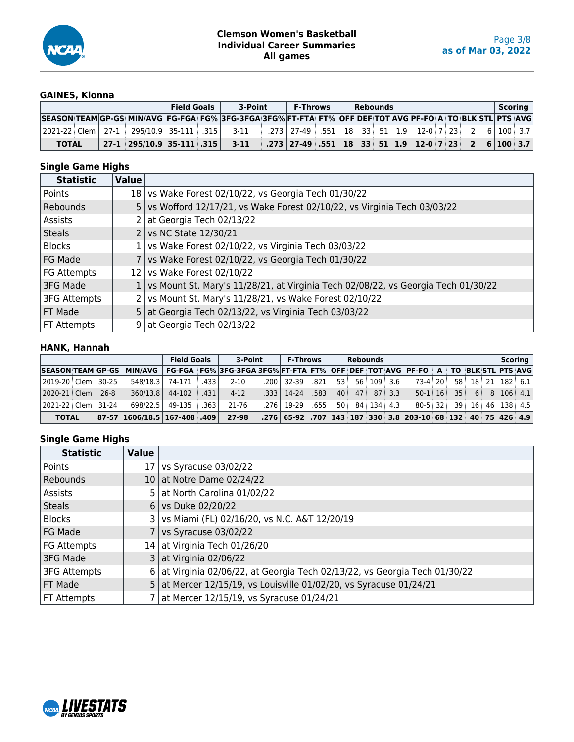# Clemson Women's Basketball
## Individual Career Summaries
### All games

as of Mar 03, 2022

## GAINES, Kionna

| | | | | Field Goals | | 3-Point | | F-Throws | | Rebounds | | | | | | | | | Scoring | |
|---|---|---|---|---|---|---|---|---|---|---|---|---|---|---|---|---|---|---|---|---|
| SEASON | TEAM | GP-GS | MIN/AVG | FG-FGA | FG% | 3FG-3FGA | 3FG% | FT-FTA | FT% | OFF | DEF | TOT | AVG | PF-FO | A | TO | BLK | STL | PTS | AVG |
| 2021-22 | Clem | 27-1 | 295/10.9 | 35-111 | .315 | 3-11 | .273 | 27-49 | .551 | 18 | 33 | 51 | 1.9 | 12-0 | 7 | 23 | 2 | 6 | 100 | 3.7 |
| **TOTAL** | | **27-1** | **295/10.9** | **35-111** | **.315** | **3-11** | **.273** | **27-49** | **.551** | **18** | **33** | **51** | **1.9** | **12-0** | **7** | **23** | **2** | **6** | **100** | **3.7** |

### Single Game Highs

| Statistic | Value | |
|---|---|---|
| Points | 18 | vs Wake Forest 02/10/22, vs Georgia Tech 01/30/22 |
| Rebounds | 5 | vs Wofford 12/17/21, vs Wake Forest 02/10/22, vs Virginia Tech 03/03/22 |
| Assists | 2 | at Georgia Tech 02/13/22 |
| Steals | 2 | vs NC State 12/30/21 |
| Blocks | 1 | vs Wake Forest 02/10/22, vs Virginia Tech 03/03/22 |
| FG Made | 7 | vs Wake Forest 02/10/22, vs Georgia Tech 01/30/22 |
| FG Attempts | 12 | vs Wake Forest 02/10/22 |
| 3FG Made | 1 | vs Mount St. Mary's 11/28/21, at Virginia Tech 02/08/22, vs Georgia Tech 01/30/22 |
| 3FG Attempts | 2 | vs Mount St. Mary's 11/28/21, vs Wake Forest 02/10/22 |
| FT Made | 5 | at Georgia Tech 02/13/22, vs Virginia Tech 03/03/22 |
| FT Attempts | 9 | at Georgia Tech 02/13/22 |

## HANK, Hannah

| | | | | Field Goals | | 3-Point | | F-Throws | | Rebounds | | | | | | | | | Scoring | |
|---|---|---|---|---|---|---|---|---|---|---|---|---|---|---|---|---|---|---|---|---|
| SEASON | TEAM | GP-GS | MIN/AVG | FG-FGA | FG% | 3FG-3FGA | 3FG% | FT-FTA | FT% | OFF | DEF | TOT | AVG | PF-FO | A | TO | BLK | STL | PTS | AVG |
| 2019-20 | Clem | 30-25 | 548/18.3 | 74-171 | .433 | 2-10 | .200 | 32-39 | .821 | 53 | 56 | 109 | 3.6 | 73-4 | 20 | 58 | 18 | 21 | 182 | 6.1 |
| 2020-21 | Clem | 26-8 | 360/13.8 | 44-102 | .431 | 4-12 | .333 | 14-24 | .583 | 40 | 47 | 87 | 3.3 | 50-1 | 16 | 35 | 6 | 8 | 106 | 4.1 |
| 2021-22 | Clem | 31-24 | 698/22.5 | 49-135 | .363 | 21-76 | .276 | 19-29 | .655 | 50 | 84 | 134 | 4.3 | 80-5 | 32 | 39 | 16 | 46 | 138 | 4.5 |
| **TOTAL** | | **87-57** | **1606/18.5** | **167-408** | **.409** | **27-98** | **.276** | **65-92** | **.707** | **143** | **187** | **330** | **3.8** | **203-10** | **68** | **132** | **40** | **75** | **426** | **4.9** |

### Single Game Highs

| Statistic | Value | |
|---|---|---|
| Points | 17 | vs Syracuse 03/02/22 |
| Rebounds | 10 | at Notre Dame 02/24/22 |
| Assists | 5 | at North Carolina 01/02/22 |
| Steals | 6 | vs Duke 02/20/22 |
| Blocks | 3 | vs Miami (FL) 02/16/20, vs N.C. A&T 12/20/19 |
| FG Made | 7 | vs Syracuse 03/02/22 |
| FG Attempts | 14 | at Virginia Tech 01/26/20 |
| 3FG Made | 3 | at Virginia 02/06/22 |
| 3FG Attempts | 6 | at Virginia 02/06/22, at Georgia Tech 02/13/22, vs Georgia Tech 01/30/22 |
| FT Made | 5 | at Mercer 12/15/19, vs Louisville 01/02/20, vs Syracuse 01/24/21 |
| FT Attempts | 7 | at Mercer 12/15/19, vs Syracuse 01/24/21 |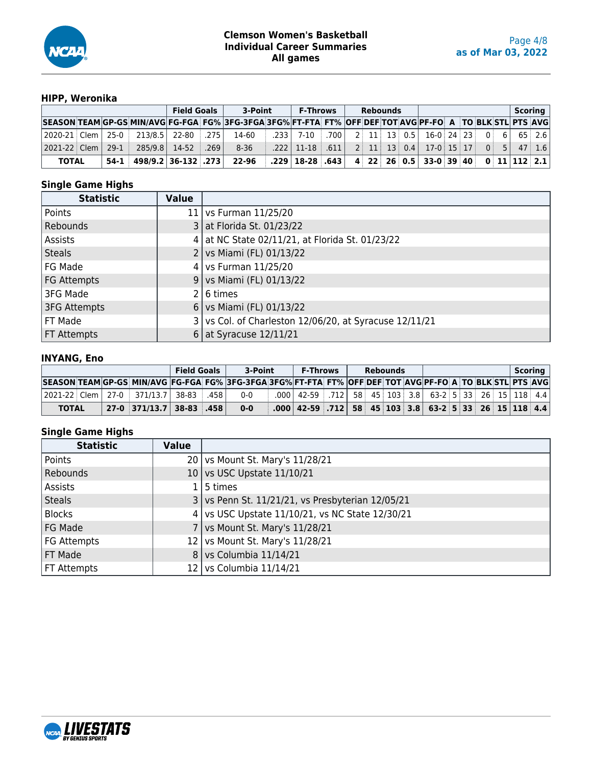# Clemson Women's Basketball
## Individual Career Summaries
## All games

as of Mar 03, 2022

### HIPP, Weronika

| | | | | Field Goals | | 3-Point | | F-Throws | | Rebounds | | | | | | | | | Scoring | |
|---|---|---|---|---|---|---|---|---|---|---|---|---|---|---|---|---|---|---|---|---|
| SEASON | TEAM | GP-GS | MIN/AVG | FG-FGA | FG% | 3FG-3FGA | 3FG% | FT-FTA | FT% | OFF | DEF | TOT | AVG | PF-FO | A | TO | BLK | STL | PTS | AVG |
| 2020-21 | Clem | 25-0 | 213/8.5 | 22-80 | .275 | 14-60 | .233 | 7-10 | .700 | 2 | 11 | 13 | 0.5 | 16-0 | 24 | 23 | 0 | 6 | 65 | 2.6 |
| 2021-22 | Clem | 29-1 | 285/9.8 | 14-52 | .269 | 8-36 | .222 | 11-18 | .611 | 2 | 11 | 13 | 0.4 | 17-0 | 15 | 17 | 0 | 5 | 47 | 1.6 |
| **TOTAL** | | **54-1** | **498/9.2** | **36-132** | **.273** | **22-96** | **.229** | **18-28** | **.643** | **4** | **22** | **26** | **0.5** | **33-0** | **39** | **40** | **0** | **11** | **112** | **2.1** |

### Single Game Highs

| Statistic | Value | |
|---|---|---|
| Points | 11 | vs Furman 11/25/20 |
| Rebounds | 3 | at Florida St. 01/23/22 |
| Assists | 4 | at NC State 02/11/21, at Florida St. 01/23/22 |
| Steals | 2 | vs Miami (FL) 01/13/22 |
| FG Made | 4 | vs Furman 11/25/20 |
| FG Attempts | 9 | vs Miami (FL) 01/13/22 |
| 3FG Made | 2 | 6 times |
| 3FG Attempts | 6 | vs Miami (FL) 01/13/22 |
| FT Made | 3 | vs Col. of Charleston 12/06/20, at Syracuse 12/11/21 |
| FT Attempts | 6 | at Syracuse 12/11/21 |

### INYANG, Eno

| | | | | Field Goals | | 3-Point | | F-Throws | | Rebounds | | | | | | | | | Scoring | |
|---|---|---|---|---|---|---|---|---|---|---|---|---|---|---|---|---|---|---|---|---|
| SEASON | TEAM | GP-GS | MIN/AVG | FG-FGA | FG% | 3FG-3FGA | 3FG% | FT-FTA | FT% | OFF | DEF | TOT | AVG | PF-FO | A | TO | BLK | STL | PTS | AVG |
| 2021-22 | Clem | 27-0 | 371/13.7 | 38-83 | .458 | 0-0 | .000 | 42-59 | .712 | 58 | 45 | 103 | 3.8 | 63-2 | 5 | 33 | 26 | 15 | 118 | 4.4 |
| **TOTAL** | | **27-0** | **371/13.7** | **38-83** | **.458** | **0-0** | **.000** | **42-59** | **.712** | **58** | **45** | **103** | **3.8** | **63-2** | **5** | **33** | **26** | **15** | **118** | **4.4** |

### Single Game Highs

| Statistic | Value | |
|---|---|---|
| Points | 20 | vs Mount St. Mary's 11/28/21 |
| Rebounds | 10 | vs USC Upstate 11/10/21 |
| Assists | 1 | 5 times |
| Steals | 3 | vs Penn St. 11/21/21, vs Presbyterian 12/05/21 |
| Blocks | 4 | vs USC Upstate 11/10/21, vs NC State 12/30/21 |
| FG Made | 7 | vs Mount St. Mary's 11/28/21 |
| FG Attempts | 12 | vs Mount St. Mary's 11/28/21 |
| FT Made | 8 | vs Columbia 11/14/21 |
| FT Attempts | 12 | vs Columbia 11/14/21 |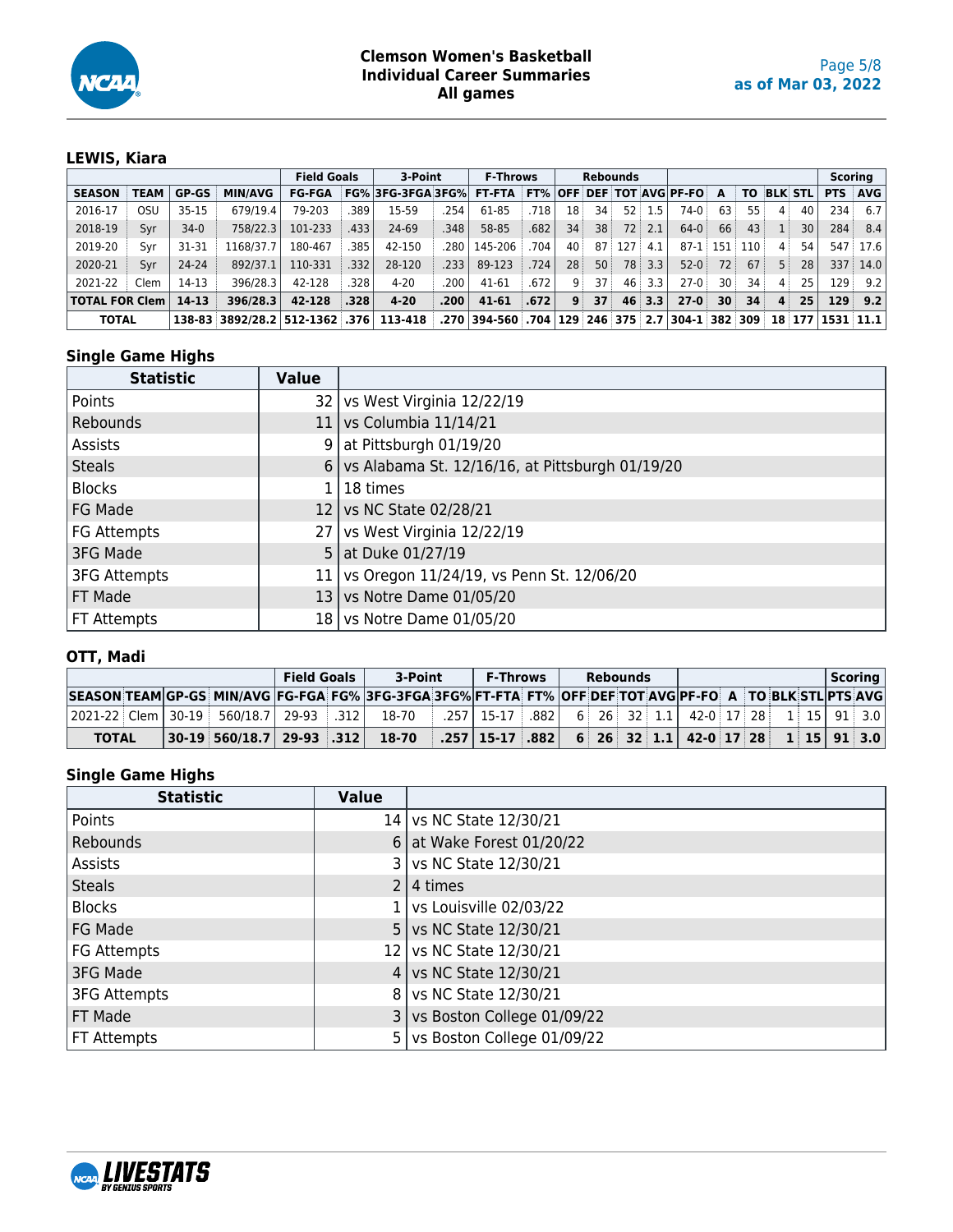# Clemson Women's Basketball
## Individual Career Summaries
### All games

as of Mar 03, 2022

### LEWIS, Kiara

| | | | | Field Goals | | 3-Point | | F-Throws | | Rebounds | | | | | | | | | | Scoring | |
|---|---|---|---|---|---|---|---|---|---|---|---|---|---|---|---|---|---|---|---|---|---|
| SEASON | TEAM | GP-GS | MIN/AVG | FG-FGA | FG% | 3FG-3FGA | 3FG% | FT-FTA | FT% | OFF | DEF | TOT | AVG | PF-FO | A | TO | BLK | STL | PTS | AVG |
| 2016-17 | OSU | 35-15 | 679/19.4 | 79-203 | .389 | 15-59 | .254 | 61-85 | .718 | 18 | 34 | 52 | 1.5 | 74-0 | 63 | 55 | 4 | 40 | 234 | 6.7 |
| 2018-19 | Syr | 34-0 | 758/22.3 | 101-233 | .433 | 24-69 | .348 | 58-85 | .682 | 34 | 38 | 72 | 2.1 | 64-0 | 66 | 43 | 1 | 30 | 284 | 8.4 |
| 2019-20 | Syr | 31-31 | 1168/37.7 | 180-467 | .385 | 42-150 | .280 | 145-206 | .704 | 40 | 87 | 127 | 4.1 | 87-1 | 151 | 110 | 4 | 54 | 547 | 17.6 |
| 2020-21 | Syr | 24-24 | 892/37.1 | 110-331 | .332 | 28-120 | .233 | 89-123 | .724 | 28 | 50 | 78 | 3.3 | 52-0 | 72 | 67 | 5 | 28 | 337 | 14.0 |
| 2021-22 | Clem | 14-13 | 396/28.3 | 42-128 | .328 | 4-20 | .200 | 41-61 | .672 | 9 | 37 | 46 | 3.3 | 27-0 | 30 | 34 | 4 | 25 | 129 | 9.2 |
| **TOTAL FOR Clem** | | **14-13** | **396/28.3** | **42-128** | **.328** | **4-20** | **.200** | **41-61** | **.672** | **9** | **37** | **46** | **3.3** | **27-0** | **30** | **34** | **4** | **25** | **129** | **9.2** |
| **TOTAL** | | **138-83** | **3892/28.2** | **512-1362** | **.376** | **113-418** | **.270** | **394-560** | **.704** | **129** | **246** | **375** | **2.7** | **304-1** | **382** | **309** | **18** | **177** | **1531** | **11.1** |

#### Single Game Highs

| Statistic | Value | |
|---|---|---|
| Points | 32 | vs West Virginia 12/22/19 |
| Rebounds | 11 | vs Columbia 11/14/21 |
| Assists | 9 | at Pittsburgh 01/19/20 |
| Steals | 6 | vs Alabama St. 12/16/16, at Pittsburgh 01/19/20 |
| Blocks | 1 | 18 times |
| FG Made | 12 | vs NC State 02/28/21 |
| FG Attempts | 27 | vs West Virginia 12/22/19 |
| 3FG Made | 5 | at Duke 01/27/19 |
| 3FG Attempts | 11 | vs Oregon 11/24/19, vs Penn St. 12/06/20 |
| FT Made | 13 | vs Notre Dame 01/05/20 |
| FT Attempts | 18 | vs Notre Dame 01/05/20 |

### OTT, Madi

| | | | | Field Goals | | 3-Point | | F-Throws | | Rebounds | | | | | | | | | Scoring | |
|---|---|---|---|---|---|---|---|---|---|---|---|---|---|---|---|---|---|---|---|---|
| SEASON | TEAM | GP-GS | MIN/AVG | FG-FGA | FG% | 3FG-3FGA | 3FG% | FT-FTA | FT% | OFF | DEF | TOT | AVG | PF-FO | A | TO | BLK | STL | PTS | AVG |
| 2021-22 | Clem | 30-19 | 560/18.7 | 29-93 | .312 | 18-70 | .257 | 15-17 | .882 | 6 | 26 | 32 | 1.1 | 42-0 | 17 | 28 | 1 | 15 | 91 | 3.0 |
| **TOTAL** | | **30-19** | **560/18.7** | **29-93** | **.312** | **18-70** | **.257** | **15-17** | **.882** | **6** | **26** | **32** | **1.1** | **42-0** | **17** | **28** | **1** | **15** | **91** | **3.0** |

#### Single Game Highs

| Statistic | Value | |
|---|---|---|
| Points | 14 | vs NC State 12/30/21 |
| Rebounds | 6 | at Wake Forest 01/20/22 |
| Assists | 3 | vs NC State 12/30/21 |
| Steals | 2 | 4 times |
| Blocks | 1 | vs Louisville 02/03/22 |
| FG Made | 5 | vs NC State 12/30/21 |
| FG Attempts | 12 | vs NC State 12/30/21 |
| 3FG Made | 4 | vs NC State 12/30/21 |
| 3FG Attempts | 8 | vs NC State 12/30/21 |
| FT Made | 3 | vs Boston College 01/09/22 |
| FT Attempts | 5 | vs Boston College 01/09/22 |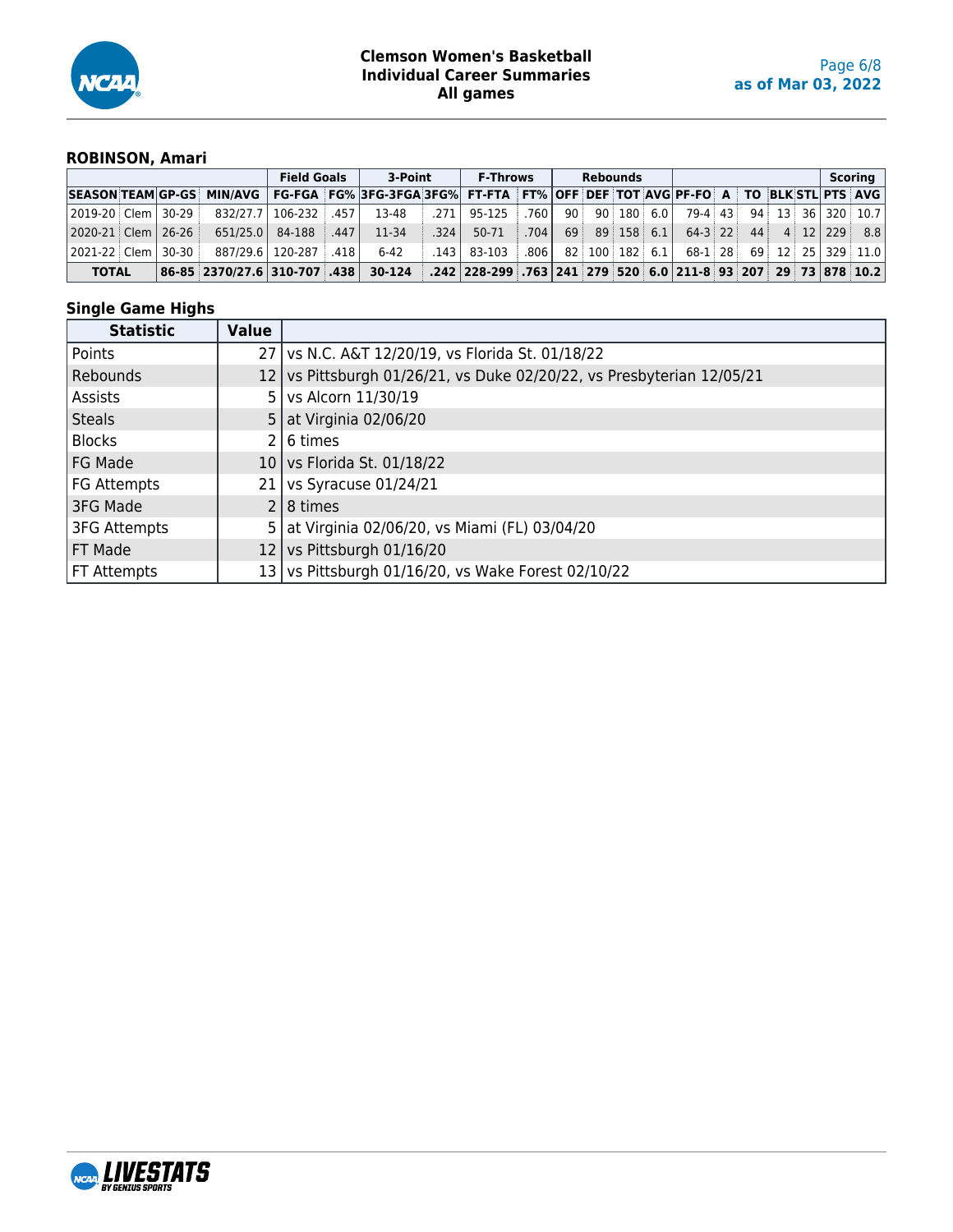## ROBINSON, Amari

| | | | | Field Goals | | 3-Point | | F-Throws | | Rebounds | | | | | | | | | | Scoring | |
|---|---|---|---|---|---|---|---|---|---|---|---|---|---|---|---|---|---|---|---|---|---|
| SEASON | TEAM | GP-GS | MIN/AVG | FG-FGA | FG% | 3FG-3FGA | 3FG% | FT-FTA | FT% | OFF | DEF | TOT | AVG | PF-FO | A | TO | BLK | STL | PTS | AVG |
| 2019-20 | Clem | 30-29 | 832/27.7 | 106-232 | .457 | 13-48 | .271 | 95-125 | .760 | 90 | 90 | 180 | 6.0 | 79-4 | 43 | 94 | 13 | 36 | 320 | 10.7 |
| 2020-21 | Clem | 26-26 | 651/25.0 | 84-188 | .447 | 11-34 | .324 | 50-71 | .704 | 69 | 89 | 158 | 6.1 | 64-3 | 22 | 44 | 4 | 12 | 229 | 8.8 |
| 2021-22 | Clem | 30-30 | 887/29.6 | 120-287 | .418 | 6-42 | .143 | 83-103 | .806 | 82 | 100 | 182 | 6.1 | 68-1 | 28 | 69 | 12 | 25 | 329 | 11.0 |
| **TOTAL** | | **86-85** | **2370/27.6** | **310-707** | **.438** | **30-124** | **.242** | **228-299** | **.763** | **241** | **279** | **520** | **6.0** | **211-8** | **93** | **207** | **29** | **73** | **878** | **10.2** |

### Single Game Highs

| Statistic | Value | |
|---|---|---|
| Points | 27 | vs N.C. A&T 12/20/19, vs Florida St. 01/18/22 |
| Rebounds | 12 | vs Pittsburgh 01/26/21, vs Duke 02/20/22, vs Presbyterian 12/05/21 |
| Assists | 5 | vs Alcorn 11/30/19 |
| Steals | 5 | at Virginia 02/06/20 |
| Blocks | 2 | 6 times |
| FG Made | 10 | vs Florida St. 01/18/22 |
| FG Attempts | 21 | vs Syracuse 01/24/21 |
| 3FG Made | 2 | 8 times |
| 3FG Attempts | 5 | at Virginia 02/06/20, vs Miami (FL) 03/04/20 |
| FT Made | 12 | vs Pittsburgh 01/16/20 |
| FT Attempts | 13 | vs Pittsburgh 01/16/20, vs Wake Forest 02/10/22 |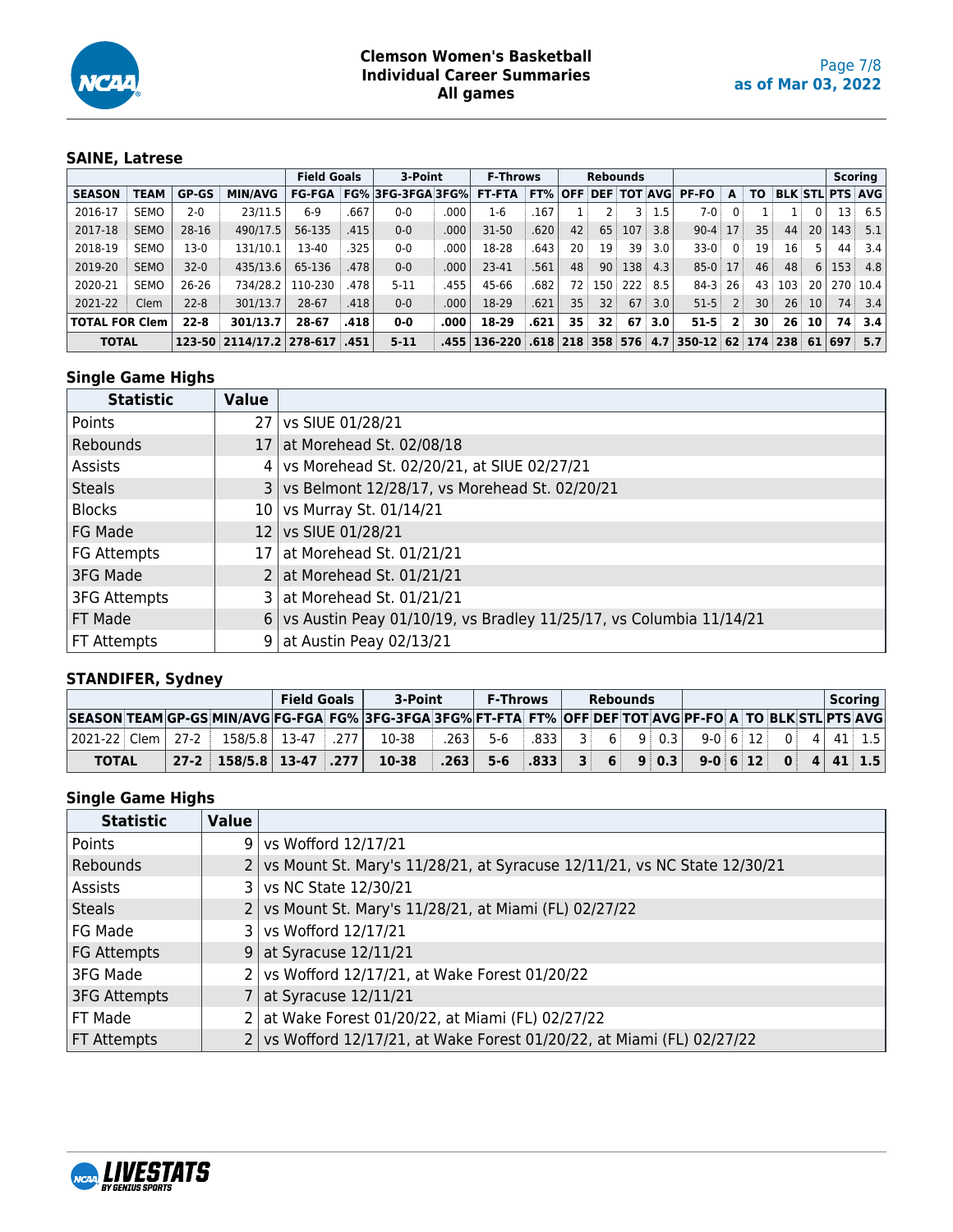# Clemson Women's Basketball
## Individual Career Summaries
## All games

as of Mar 03, 2022

### SAINE, Latrese

| | | | | Field Goals | | 3-Point | | F-Throws | | Rebounds | | | | | | | | | Scoring | |
|---|---|---|---|---|---|---|---|---|---|---|---|---|---|---|---|---|---|---|---|---|
| SEASON | TEAM | GP-GS | MIN/AVG | FG-FGA | FG% | 3FG-3FGA | 3FG% | FT-FTA | FT% | OFF | DEF | TOT | AVG | PF-FO | A | TO | BLK | STL | PTS | AVG |
| 2016-17 | SEMO | 2-0 | 23/11.5 | 6-9 | .667 | 0-0 | .000 | 1-6 | .167 | 1 | 2 | 3 | 1.5 | 7-0 | 0 | 1 | 1 | 0 | 13 | 6.5 |
| 2017-18 | SEMO | 28-16 | 490/17.5 | 56-135 | .415 | 0-0 | .000 | 31-50 | .620 | 42 | 65 | 107 | 3.8 | 90-4 | 17 | 35 | 44 | 20 | 143 | 5.1 |
| 2018-19 | SEMO | 13-0 | 131/10.1 | 13-40 | .325 | 0-0 | .000 | 18-28 | .643 | 20 | 19 | 39 | 3.0 | 33-0 | 0 | 19 | 16 | 5 | 44 | 3.4 |
| 2019-20 | SEMO | 32-0 | 435/13.6 | 65-136 | .478 | 0-0 | .000 | 23-41 | .561 | 48 | 90 | 138 | 4.3 | 85-0 | 17 | 46 | 48 | 6 | 153 | 4.8 |
| 2020-21 | SEMO | 26-26 | 734/28.2 | 110-230 | .478 | 5-11 | .455 | 45-66 | .682 | 72 | 150 | 222 | 8.5 | 84-3 | 26 | 43 | 103 | 20 | 270 | 10.4 |
| 2021-22 | Clem | 22-8 | 301/13.7 | 28-67 | .418 | 0-0 | .000 | 18-29 | .621 | 35 | 32 | 67 | 3.0 | 51-5 | 2 | 30 | 26 | 10 | 74 | 3.4 |
| **TOTAL FOR Clem** | | **22-8** | **301/13.7** | **28-67** | **.418** | **0-0** | **.000** | **18-29** | **.621** | **35** | **32** | **67** | **3.0** | **51-5** | **2** | **30** | **26** | **10** | **74** | **3.4** |
| **TOTAL** | | **123-50** | **2114/17.2** | **278-617** | **.451** | **5-11** | **.455** | **136-220** | **.618** | **218** | **358** | **576** | **4.7** | **350-12** | **62** | **174** | **238** | **61** | **697** | **5.7** |

#### Single Game Highs

| Statistic | Value | |
|---|---|---|
| Points | 27 | vs SIUE 01/28/21 |
| Rebounds | 17 | at Morehead St. 02/08/18 |
| Assists | 4 | vs Morehead St. 02/20/21, at SIUE 02/27/21 |
| Steals | 3 | vs Belmont 12/28/17, vs Morehead St. 02/20/21 |
| Blocks | 10 | vs Murray St. 01/14/21 |
| FG Made | 12 | vs SIUE 01/28/21 |
| FG Attempts | 17 | at Morehead St. 01/21/21 |
| 3FG Made | 2 | at Morehead St. 01/21/21 |
| 3FG Attempts | 3 | at Morehead St. 01/21/21 |
| FT Made | 6 | vs Austin Peay 01/10/19, vs Bradley 11/25/17, vs Columbia 11/14/21 |
| FT Attempts | 9 | at Austin Peay 02/13/21 |

### STANDIFER, Sydney

| | | | | Field Goals | | 3-Point | | F-Throws | | Rebounds | | | | | | | | | Scoring | |
|---|---|---|---|---|---|---|---|---|---|---|---|---|---|---|---|---|---|---|---|---|
| SEASON | TEAM | GP-GS | MIN/AVG | FG-FGA | FG% | 3FG-3FGA | 3FG% | FT-FTA | FT% | OFF | DEF | TOT | AVG | PF-FO | A | TO | BLK | STL | PTS | AVG |
| 2021-22 | Clem | 27-2 | 158/5.8 | 13-47 | .277 | 10-38 | .263 | 5-6 | .833 | 3 | 6 | 9 | 0.3 | 9-0 | 6 | 12 | 0 | 4 | 41 | 1.5 |
| **TOTAL** | | **27-2** | **158/5.8** | **13-47** | **.277** | **10-38** | **.263** | **5-6** | **.833** | **3** | **6** | **9** | **0.3** | **9-0** | **6** | **12** | **0** | **4** | **41** | **1.5** |

#### Single Game Highs

| Statistic | Value | |
|---|---|---|
| Points | 9 | vs Wofford 12/17/21 |
| Rebounds | 2 | vs Mount St. Mary's 11/28/21, at Syracuse 12/11/21, vs NC State 12/30/21 |
| Assists | 3 | vs NC State 12/30/21 |
| Steals | 2 | vs Mount St. Mary's 11/28/21, at Miami (FL) 02/27/22 |
| FG Made | 3 | vs Wofford 12/17/21 |
| FG Attempts | 9 | at Syracuse 12/11/21 |
| 3FG Made | 2 | vs Wofford 12/17/21, at Wake Forest 01/20/22 |
| 3FG Attempts | 7 | at Syracuse 12/11/21 |
| FT Made | 2 | at Wake Forest 01/20/22, at Miami (FL) 02/27/22 |
| FT Attempts | 2 | vs Wofford 12/17/21, at Wake Forest 01/20/22, at Miami (FL) 02/27/22 |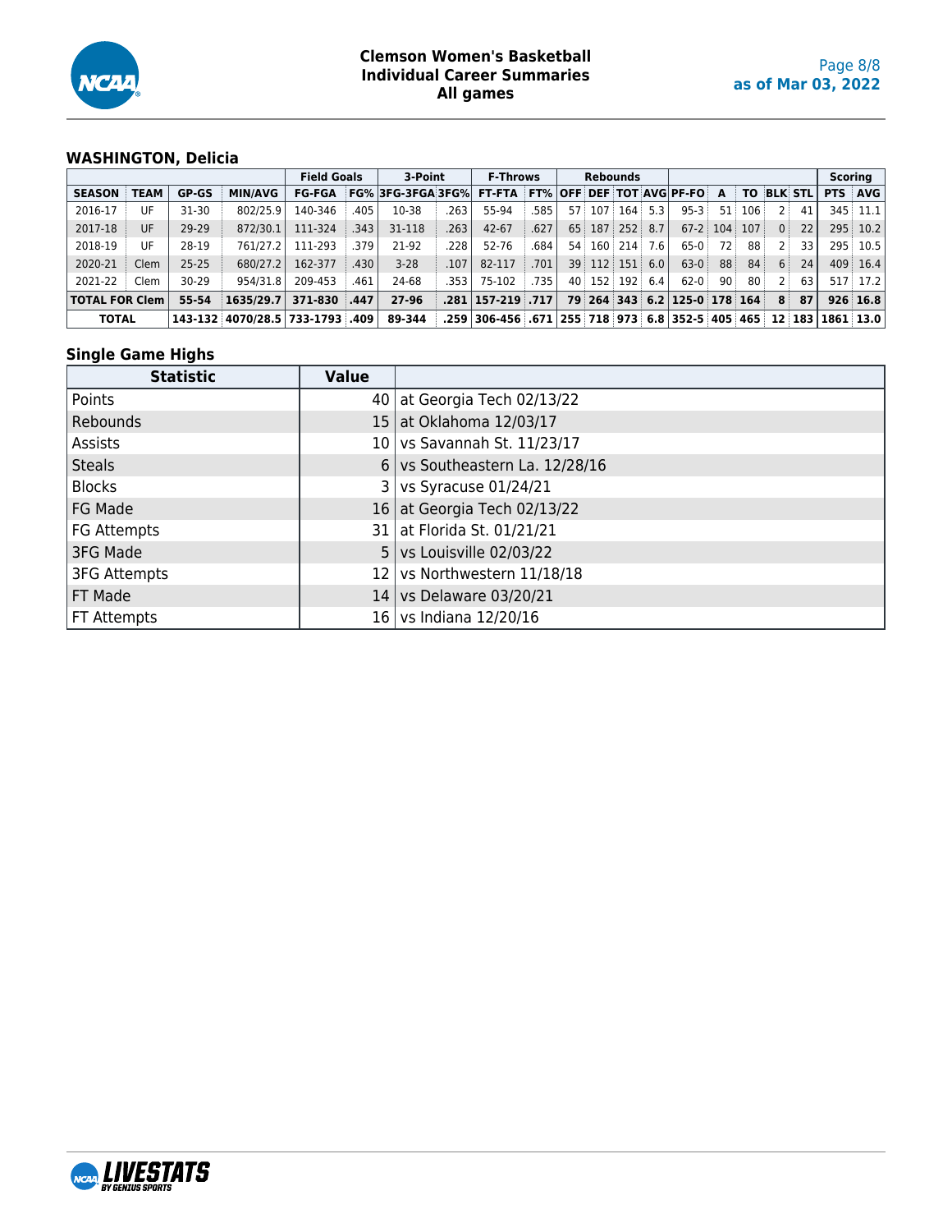## WASHINGTON, Delicia

| | | | | Field Goals | | 3-Point | | F-Throws | | Rebounds | | | | | | | | | Scoring | |
|---|---|---|---|---|---|---|---|---|---|---|---|---|---|---|---|---|---|---|---|---|
| SEASON | TEAM | GP-GS | MIN/AVG | FG-FGA | FG% | 3FG-3FGA | 3FG% | FT-FTA | FT% | OFF | DEF | TOT | AVG | PF-FO | A | TO | BLK | STL | PTS | AVG |
| 2016-17 | UF | 31-30 | 802/25.9 | 140-346 | .405 | 10-38 | .263 | 55-94 | .585 | 57 | 107 | 164 | 5.3 | 95-3 | 51 | 106 | 2 | 41 | 345 | 11.1 |
| 2017-18 | UF | 29-29 | 872/30.1 | 111-324 | .343 | 31-118 | .263 | 42-67 | .627 | 65 | 187 | 252 | 8.7 | 67-2 | 104 | 107 | 0 | 22 | 295 | 10.2 |
| 2018-19 | UF | 28-19 | 761/27.2 | 111-293 | .379 | 21-92 | .228 | 52-76 | .684 | 54 | 160 | 214 | 7.6 | 65-0 | 72 | 88 | 2 | 33 | 295 | 10.5 |
| 2020-21 | Clem | 25-25 | 680/27.2 | 162-377 | .430 | 3-28 | .107 | 82-117 | .701 | 39 | 112 | 151 | 6.0 | 63-0 | 88 | 84 | 6 | 24 | 409 | 16.4 |
| 2021-22 | Clem | 30-29 | 954/31.8 | 209-453 | .461 | 24-68 | .353 | 75-102 | .735 | 40 | 152 | 192 | 6.4 | 62-0 | 90 | 80 | 2 | 63 | 517 | 17.2 |
| **TOTAL FOR Clem** | | **55-54** | **1635/29.7** | **371-830** | **.447** | **27-96** | **.281** | **157-219** | **.717** | **79** | **264** | **343** | **6.2** | **125-0** | **178** | **164** | **8** | **87** | **926** | **16.8** |
| **TOTAL** | | **143-132** | **4070/28.5** | **733-1793** | **.409** | **89-344** | **.259** | **306-456** | **.671** | **255** | **718** | **973** | **6.8** | **352-5** | **405** | **465** | **12** | **183** | **1861** | **13.0** |

### Single Game Highs

| Statistic | Value | |
|---|---|---|
| Points | 40 | at Georgia Tech 02/13/22 |
| Rebounds | 15 | at Oklahoma 12/03/17 |
| Assists | 10 | vs Savannah St. 11/23/17 |
| Steals | 6 | vs Southeastern La. 12/28/16 |
| Blocks | 3 | vs Syracuse 01/24/21 |
| FG Made | 16 | at Georgia Tech 02/13/22 |
| FG Attempts | 31 | at Florida St. 01/21/21 |
| 3FG Made | 5 | vs Louisville 02/03/22 |
| 3FG Attempts | 12 | vs Northwestern 11/18/18 |
| FT Made | 14 | vs Delaware 03/20/21 |
| FT Attempts | 16 | vs Indiana 12/20/16 |